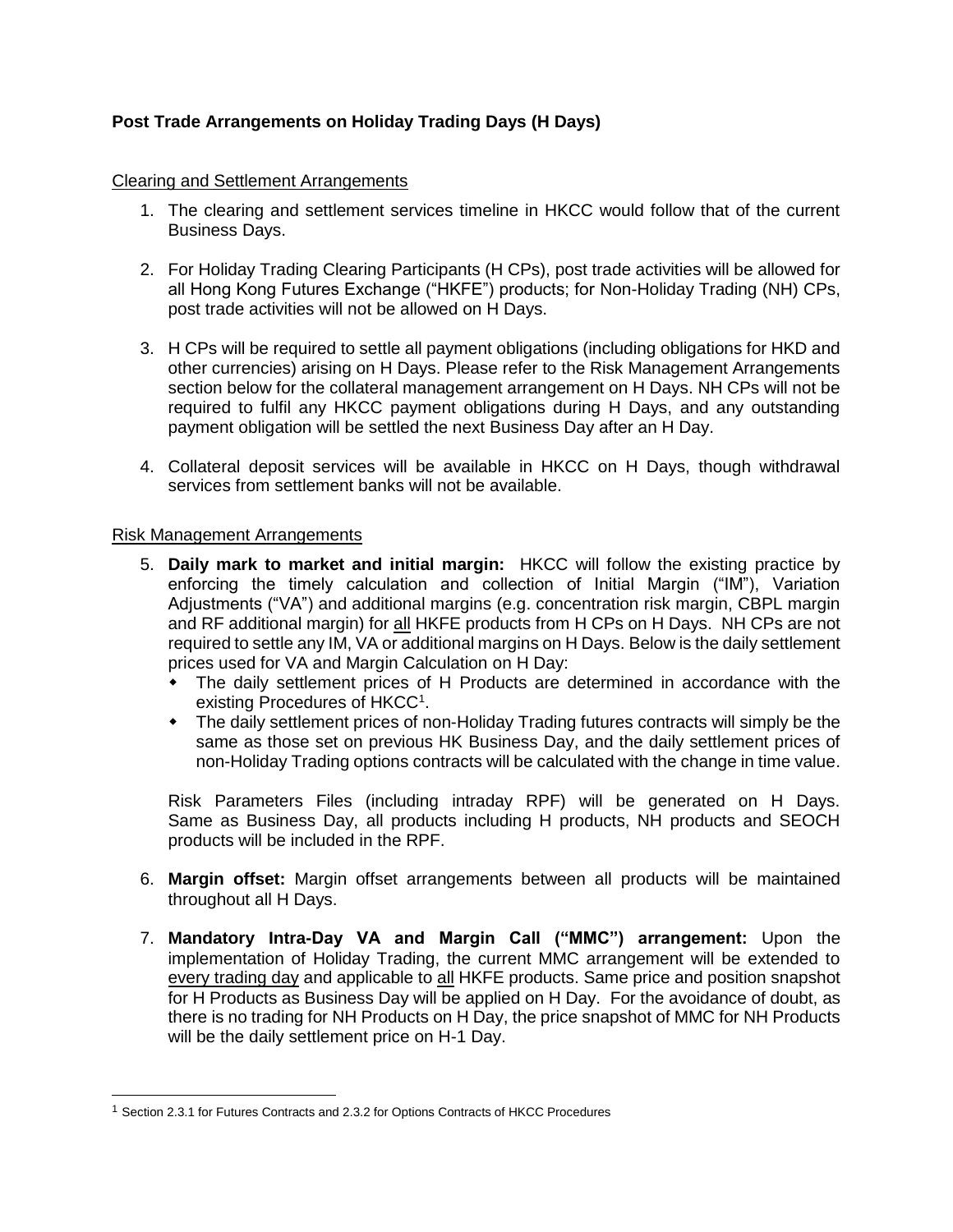**Post Trade Arrangements on Holiday Trading Days (H Days)**

Clearing and Settlement Arrangements

1. The clearing and settlement services timeline in HKCC would follow that of the current Business Days.

2. For Holiday Trading Clearing Participants (H CPs), post trade activities will be allowed for all Hong Kong Futures Exchange ("HKFE") products; for Non-Holiday Trading (NH) CPs, post trade activities will not be allowed on H Days.

3. H CPs will be required to settle all payment obligations (including obligations for HKD and other currencies) arising on H Days. Please refer to the Risk Management Arrangements section below for the collateral management arrangement on H Days. NH CPs will not be required to fulfil any HKCC payment obligations during H Days, and any outstanding payment obligation will be settled the next Business Day after an H Day.

4. Collateral deposit services will be available in HKCC on H Days, though withdrawal services from settlement banks will not be available.

Risk Management Arrangements

5. **Daily mark to market and initial margin:** HKCC will follow the existing practice by enforcing the timely calculation and collection of Initial Margin ("IM"), Variation Adjustments ("VA") and additional margins (e.g. concentration risk margin, CBPL margin and RF additional margin) for all HKFE products from H CPs on H Days. NH CPs are not required to settle any IM, VA or additional margins on H Days. Below is the daily settlement prices used for VA and Margin Calculation on H Day:
   - The daily settlement prices of H Products are determined in accordance with the existing Procedures of HKCC[1].
   - The daily settlement prices of non-Holiday Trading futures contracts will simply be the same as those set on previous HK Business Day, and the daily settlement prices of non-Holiday Trading options contracts will be calculated with the change in time value.

   Risk Parameters Files (including intraday RPF) will be generated on H Days. Same as Business Day, all products including H products, NH products and SEOCH products will be included in the RPF.

6. **Margin offset:** Margin offset arrangements between all products will be maintained throughout all H Days.

7. **Mandatory Intra-Day VA and Margin Call ("MMC") arrangement:** Upon the implementation of Holiday Trading, the current MMC arrangement will be extended to every trading day and applicable to all HKFE products. Same price and position snapshot for H Products as Business Day will be applied on H Day. For the avoidance of doubt, as there is no trading for NH Products on H Day, the price snapshot of MMC for NH Products will be the daily settlement price on H-1 Day.

[1] Section 2.3.1 for Futures Contracts and 2.3.2 for Options Contracts of HKCC Procedures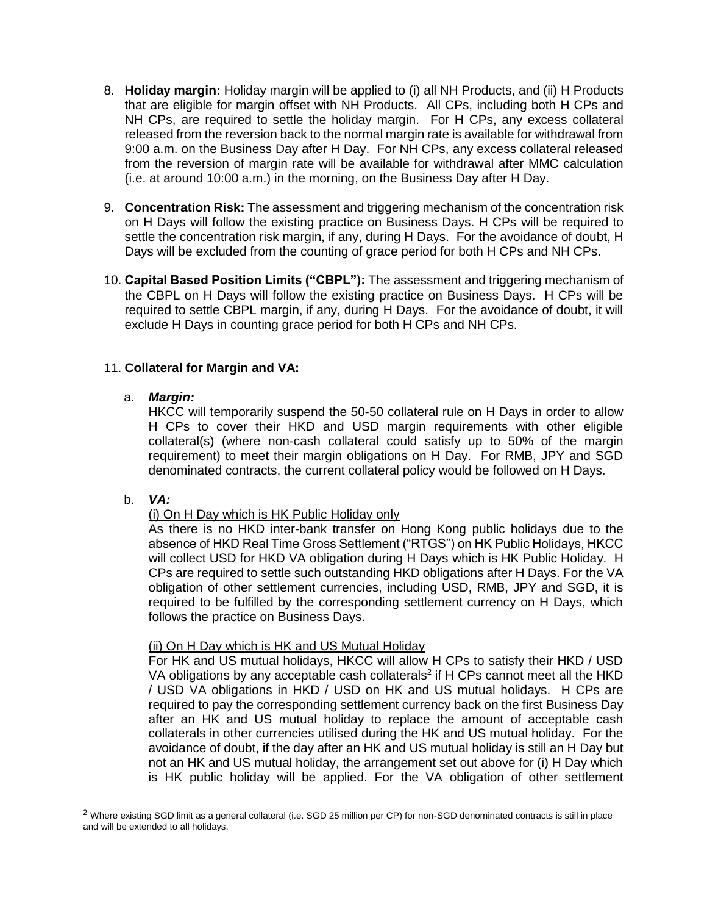8. **Holiday margin:** Holiday margin will be applied to (i) all NH Products, and (ii) H Products that are eligible for margin offset with NH Products. All CPs, including both H CPs and NH CPs, are required to settle the holiday margin. For H CPs, any excess collateral released from the reversion back to the normal margin rate is available for withdrawal from 9:00 a.m. on the Business Day after H Day. For NH CPs, any excess collateral released from the reversion of margin rate will be available for withdrawal after MMC calculation (i.e. at around 10:00 a.m.) in the morning, on the Business Day after H Day.

9. **Concentration Risk:** The assessment and triggering mechanism of the concentration risk on H Days will follow the existing practice on Business Days. H CPs will be required to settle the concentration risk margin, if any, during H Days. For the avoidance of doubt, H Days will be excluded from the counting of grace period for both H CPs and NH CPs.

10. **Capital Based Position Limits ("CBPL"):** The assessment and triggering mechanism of the CBPL on H Days will follow the existing practice on Business Days. H CPs will be required to settle CBPL margin, if any, during H Days. For the avoidance of doubt, it will exclude H Days in counting grace period for both H CPs and NH CPs.

11. **Collateral for Margin and VA:**

    a. ***Margin:***
    HKCC will temporarily suspend the 50-50 collateral rule on H Days in order to allow H CPs to cover their HKD and USD margin requirements with other eligible collateral(s) (where non-cash collateral could satisfy up to 50% of the margin requirement) to meet their margin obligations on H Day. For RMB, JPY and SGD denominated contracts, the current collateral policy would be followed on H Days.

    b. ***VA:***

    (i) On H Day which is HK Public Holiday only
    As there is no HKD inter-bank transfer on Hong Kong public holidays due to the absence of HKD Real Time Gross Settlement ("RTGS") on HK Public Holidays, HKCC will collect USD for HKD VA obligation during H Days which is HK Public Holiday. H CPs are required to settle such outstanding HKD obligations after H Days. For the VA obligation of other settlement currencies, including USD, RMB, JPY and SGD, it is required to be fulfilled by the corresponding settlement currency on H Days, which follows the practice on Business Days.

    (ii) On H Day which is HK and US Mutual Holiday
    For HK and US mutual holidays, HKCC will allow H CPs to satisfy their HKD / USD VA obligations by any acceptable cash collaterals[2] if H CPs cannot meet all the HKD / USD VA obligations in HKD / USD on HK and US mutual holidays. H CPs are required to pay the corresponding settlement currency back on the first Business Day after an HK and US mutual holiday to replace the amount of acceptable cash collaterals in other currencies utilised during the HK and US mutual holiday. For the avoidance of doubt, if the day after an HK and US mutual holiday is still an H Day but not an HK and US mutual holiday, the arrangement set out above for (i) H Day which is HK public holiday will be applied. For the VA obligation of other settlement

[2] Where existing SGD limit as a general collateral (i.e. SGD 25 million per CP) for non-SGD denominated contracts is still in place and will be extended to all holidays.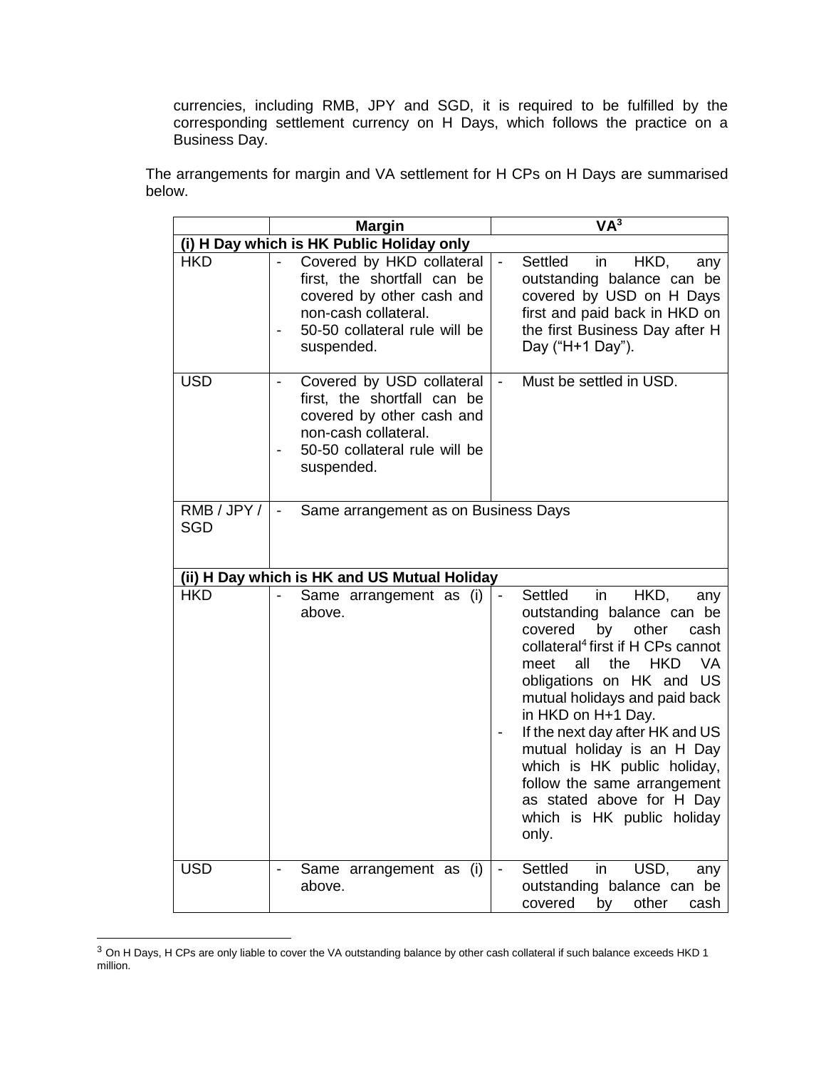currencies, including RMB, JPY and SGD, it is required to be fulfilled by the corresponding settlement currency on H Days, which follows the practice on a Business Day.

The arrangements for margin and VA settlement for H CPs on H Days are summarised below.

| | Margin | VA[3] |
|---|---|---|
| **(i) H Day which is HK Public Holiday only** | | |
| HKD | - Covered by HKD collateral first, the shortfall can be covered by other cash and non-cash collateral.<br>- 50-50 collateral rule will be suspended. | - Settled in HKD, any outstanding balance can be covered by USD on H Days first and paid back in HKD on the first Business Day after H Day ("H+1 Day"). |
| USD | - Covered by USD collateral first, the shortfall can be covered by other cash and non-cash collateral.<br>- 50-50 collateral rule will be suspended. | - Must be settled in USD. |
| RMB / JPY / SGD | - Same arrangement as on Business Days | |
| **(ii) H Day which is HK and US Mutual Holiday** | | |
| HKD | - Same arrangement as (i) above. | - Settled in HKD, any outstanding balance can be covered by other cash collateral[4] first if H CPs cannot meet all the HKD VA obligations on HK and US mutual holidays and paid back in HKD on H+1 Day.<br>- If the next day after HK and US mutual holiday is an H Day which is HK public holiday, follow the same arrangement as stated above for H Day which is HK public holiday only. |
| USD | - Same arrangement as (i) above. | - Settled in USD, any outstanding balance can be covered by other cash |

[3] On H Days, H CPs are only liable to cover the VA outstanding balance by other cash collateral if such balance exceeds HKD 1 million.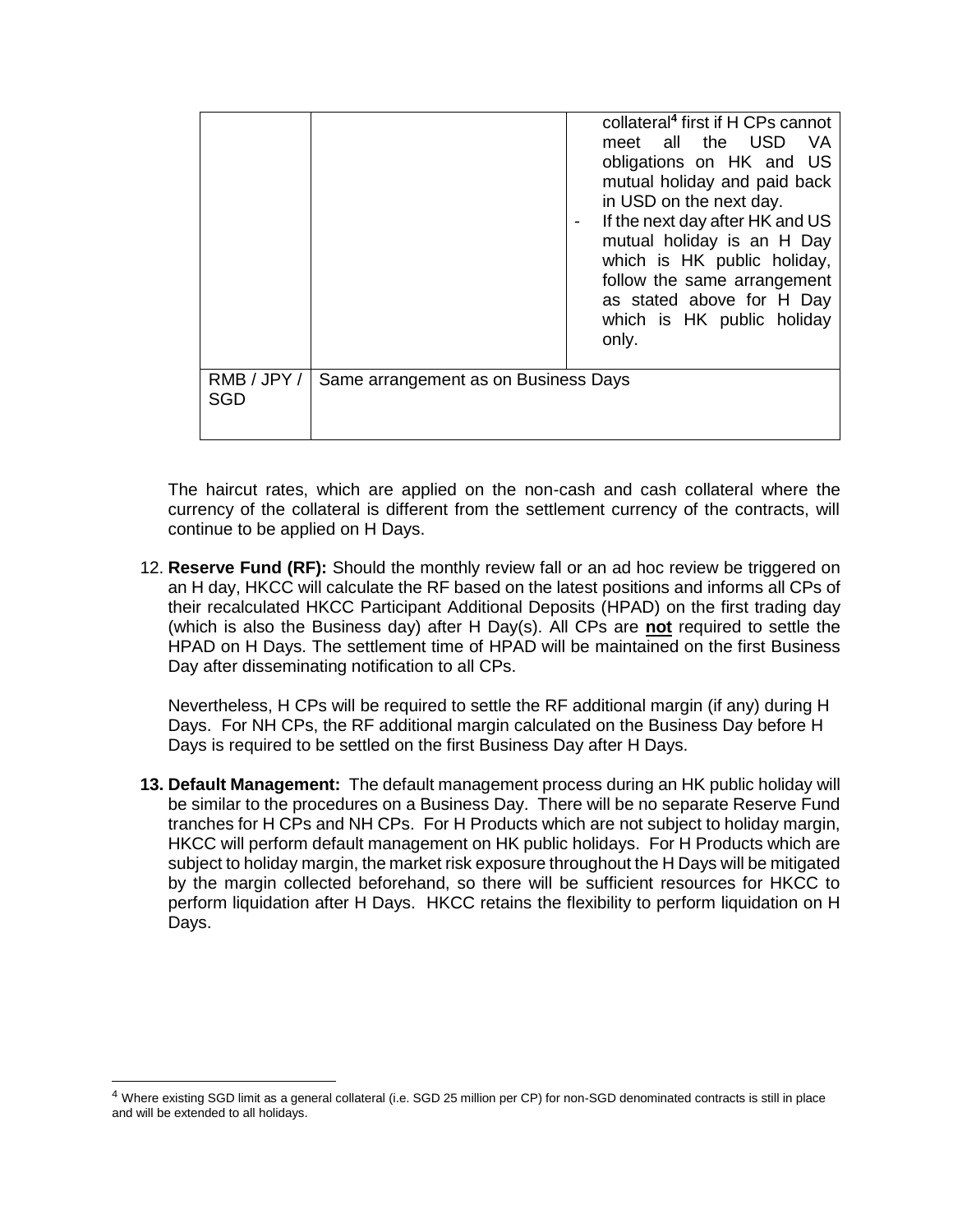| | | collateral[4] first if H CPs cannot meet all the USD VA obligations on HK and US mutual holiday and paid back in USD on the next day.<br>- If the next day after HK and US mutual holiday is an H Day which is HK public holiday, follow the same arrangement as stated above for H Day which is HK public holiday only. |
|---|---|---|
| RMB / JPY / SGD | Same arrangement as on Business Days | |

The haircut rates, which are applied on the non-cash and cash collateral where the currency of the collateral is different from the settlement currency of the contracts, will continue to be applied on H Days.

12. **Reserve Fund (RF):** Should the monthly review fall or an ad hoc review be triggered on an H day, HKCC will calculate the RF based on the latest positions and informs all CPs of their recalculated HKCC Participant Additional Deposits (HPAD) on the first trading day (which is also the Business day) after H Day(s). All CPs are **not** required to settle the HPAD on H Days. The settlement time of HPAD will be maintained on the first Business Day after disseminating notification to all CPs.

    Nevertheless, H CPs will be required to settle the RF additional margin (if any) during H Days. For NH CPs, the RF additional margin calculated on the Business Day before H Days is required to be settled on the first Business Day after H Days.

13. **Default Management:** The default management process during an HK public holiday will be similar to the procedures on a Business Day. There will be no separate Reserve Fund tranches for H CPs and NH CPs. For H Products which are not subject to holiday margin, HKCC will perform default management on HK public holidays. For H Products which are subject to holiday margin, the market risk exposure throughout the H Days will be mitigated by the margin collected beforehand, so there will be sufficient resources for HKCC to perform liquidation after H Days. HKCC retains the flexibility to perform liquidation on H Days.

[4] Where existing SGD limit as a general collateral (i.e. SGD 25 million per CP) for non-SGD denominated contracts is still in place and will be extended to all holidays.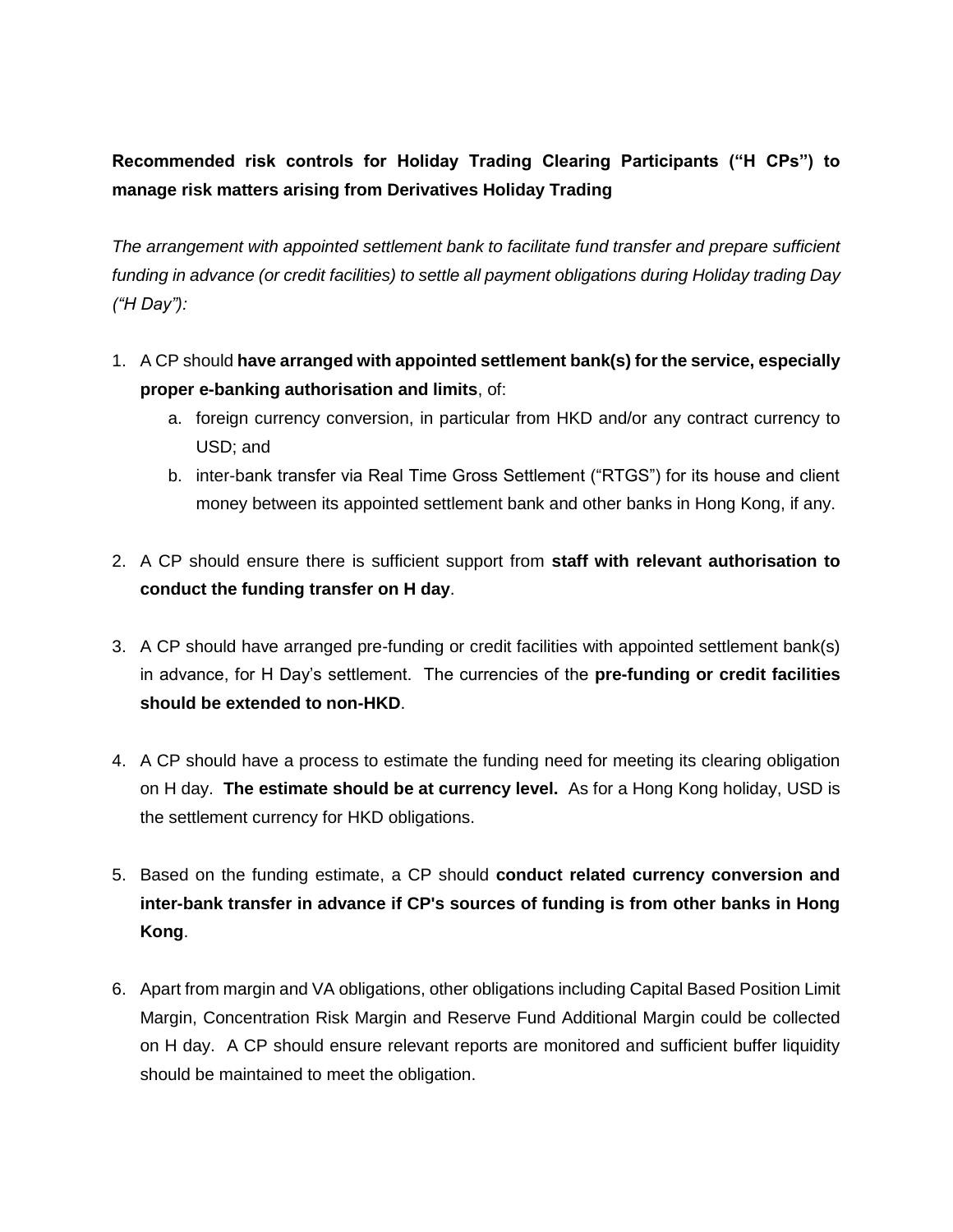**Recommended risk controls for Holiday Trading Clearing Participants ("H CPs") to manage risk matters arising from Derivatives Holiday Trading**

*The arrangement with appointed settlement bank to facilitate fund transfer and prepare sufficient funding in advance (or credit facilities) to settle all payment obligations during Holiday trading Day ("H Day"):*

1. A CP should **have arranged with appointed settlement bank(s) for the service, especially proper e-banking authorisation and limits**, of:
    a. foreign currency conversion, in particular from HKD and/or any contract currency to USD; and
    b. inter-bank transfer via Real Time Gross Settlement ("RTGS") for its house and client money between its appointed settlement bank and other banks in Hong Kong, if any.

2. A CP should ensure there is sufficient support from **staff with relevant authorisation to conduct the funding transfer on H day**.

3. A CP should have arranged pre-funding or credit facilities with appointed settlement bank(s) in advance, for H Day's settlement. The currencies of the **pre-funding or credit facilities should be extended to non-HKD**.

4. A CP should have a process to estimate the funding need for meeting its clearing obligation on H day. **The estimate should be at currency level.** As for a Hong Kong holiday, USD is the settlement currency for HKD obligations.

5. Based on the funding estimate, a CP should **conduct related currency conversion and inter-bank transfer in advance if CP's sources of funding is from other banks in Hong Kong**.

6. Apart from margin and VA obligations, other obligations including Capital Based Position Limit Margin, Concentration Risk Margin and Reserve Fund Additional Margin could be collected on H day. A CP should ensure relevant reports are monitored and sufficient buffer liquidity should be maintained to meet the obligation.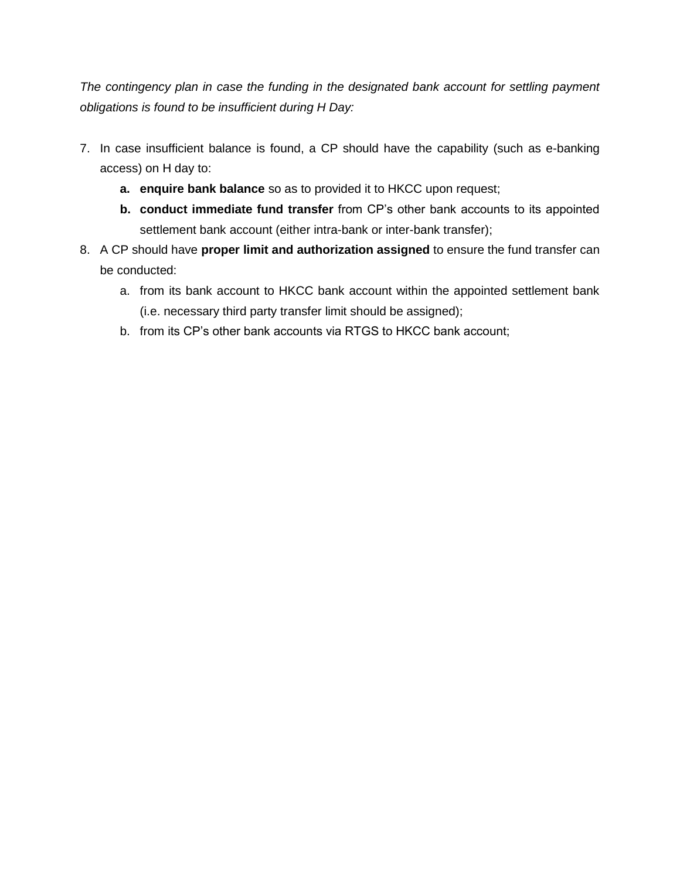*The contingency plan in case the funding in the designated bank account for settling payment obligations is found to be insufficient during H Day:*

7. In case insufficient balance is found, a CP should have the capability (such as e-banking access) on H day to:
    - **a. enquire bank balance** so as to provided it to HKCC upon request;
    - **b. conduct immediate fund transfer** from CP's other bank accounts to its appointed settlement bank account (either intra-bank or inter-bank transfer);
8. A CP should have **proper limit and authorization assigned** to ensure the fund transfer can be conducted:
    - a. from its bank account to HKCC bank account within the appointed settlement bank (i.e. necessary third party transfer limit should be assigned);
    - b. from its CP's other bank accounts via RTGS to HKCC bank account;